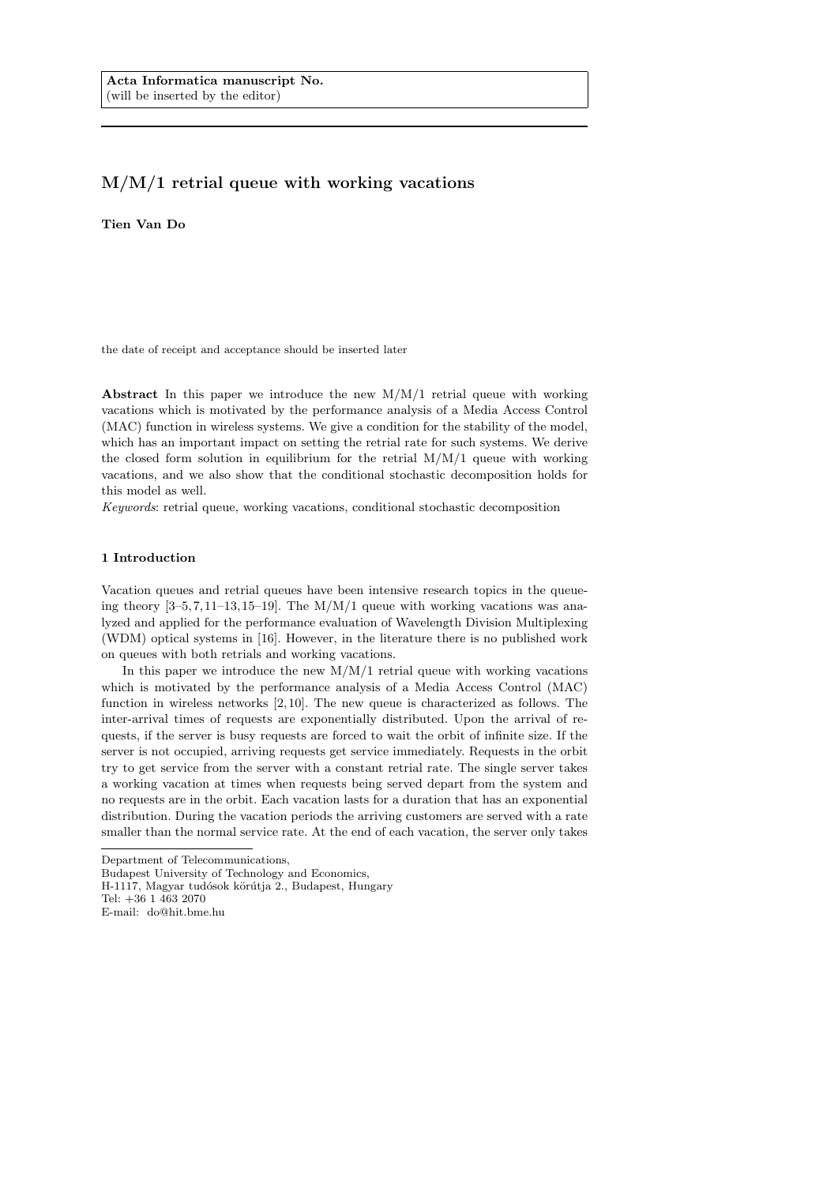**Acta Informatica manuscript No.**
(will be inserted by the editor)

# M/M/1 retrial queue with working vacations

**Tien Van Do**

the date of receipt and acceptance should be inserted later

**Abstract** In this paper we introduce the new M/M/1 retrial queue with working vacations which is motivated by the performance analysis of a Media Access Control (MAC) function in wireless systems. We give a condition for the stability of the model, which has an important impact on setting the retrial rate for such systems. We derive the closed form solution in equilibrium for the retrial M/M/1 queue with working vacations, and we also show that the conditional stochastic decomposition holds for this model as well.

*Keywords*: retrial queue, working vacations, conditional stochastic decomposition

## 1 Introduction

Vacation queues and retrial queues have been intensive research topics in the queueing theory [3–5,7,11–13,15–19]. The M/M/1 queue with working vacations was analyzed and applied for the performance evaluation of Wavelength Division Multiplexing (WDM) optical systems in [16]. However, in the literature there is no published work on queues with both retrials and working vacations.

In this paper we introduce the new M/M/1 retrial queue with working vacations which is motivated by the performance analysis of a Media Access Control (MAC) function in wireless networks [2,10]. The new queue is characterized as follows. The inter-arrival times of requests are exponentially distributed. Upon the arrival of requests, if the server is busy requests are forced to wait the orbit of infinite size. If the server is not occupied, arriving requests get service immediately. Requests in the orbit try to get service from the server with a constant retrial rate. The single server takes a working vacation at times when requests being served depart from the system and no requests are in the orbit. Each vacation lasts for a duration that has an exponential distribution. During the vacation periods the arriving customers are served with a rate smaller than the normal service rate. At the end of each vacation, the server only takes

Department of Telecommunications,
Budapest University of Technology and Economics,
H-1117, Magyar tudósok körútja 2., Budapest, Hungary
Tel: +36 1 463 2070
E-mail: do@hit.bme.hu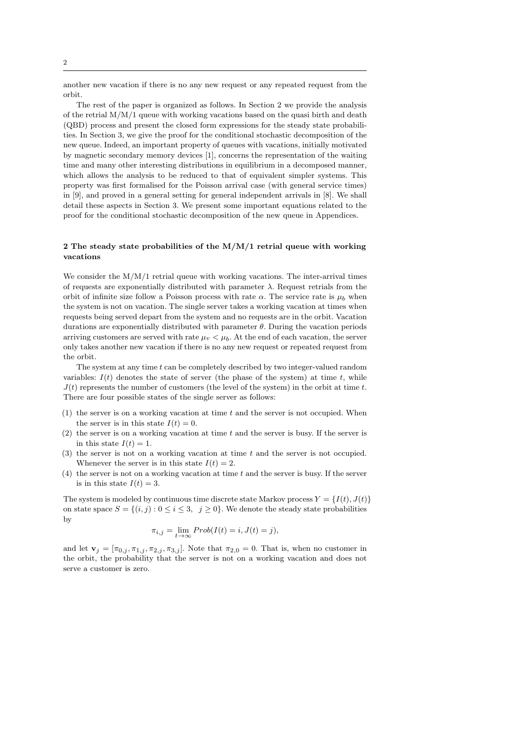another new vacation if there is no any new request or any repeated request from the orbit.

The rest of the paper is organized as follows. In Section 2 we provide the analysis of the retrial M/M/1 queue with working vacations based on the quasi birth and death (QBD) process and present the closed form expressions for the steady state probabilities. In Section 3, we give the proof for the conditional stochastic decomposition of the new queue. Indeed, an important property of queues with vacations, initially motivated by magnetic secondary memory devices [1], concerns the representation of the waiting time and many other interesting distributions in equilibrium in a decomposed manner, which allows the analysis to be reduced to that of equivalent simpler systems. This property was first formalised for the Poisson arrival case (with general service times) in [9], and proved in a general setting for general independent arrivals in [8]. We shall detail these aspects in Section 3. We present some important equations related to the proof for the conditional stochastic decomposition of the new queue in Appendices.

## 2 The steady state probabilities of the M/M/1 retrial queue with working vacations

We consider the M/M/1 retrial queue with working vacations. The inter-arrival times of requests are exponentially distributed with parameter $\lambda$. Request retrials from the orbit of infinite size follow a Poisson process with rate $\alpha$. The service rate is $\mu_b$ when the system is not on vacation. The single server takes a working vacation at times when requests being served depart from the system and no requests are in the orbit. Vacation durations are exponentially distributed with parameter $\theta$. During the vacation periods arriving customers are served with rate $\mu_v < \mu_b$. At the end of each vacation, the server only takes another new vacation if there is no any new request or repeated request from the orbit.

The system at any time $t$ can be completely described by two integer-valued random variables: $I(t)$ denotes the state of server (the phase of the system) at time $t$, while $J(t)$ represents the number of customers (the level of the system) in the orbit at time $t$. There are four possible states of the single server as follows:

(1) the server is on a working vacation at time $t$ and the server is not occupied. When the server is in this state $I(t) = 0$.
(2) the server is on a working vacation at time $t$ and the server is busy. If the server is in this state $I(t) = 1$.
(3) the server is not on a working vacation at time $t$ and the server is not occupied. Whenever the server is in this state $I(t) = 2$.
(4) the server is not on a working vacation at time $t$ and the server is busy. If the server is in this state $I(t) = 3$.

The system is modeled by continuous time discrete state Markov process $Y = \{I(t), J(t)\}$ on state space $S = \{(i,j) : 0 \leq i \leq 3, \ \ j \geq 0\}$. We denote the steady state probabilities by

$$\pi_{i,j} = \lim_{t \to \infty} Prob(I(t) = i, J(t) = j),$$

and let $\mathbf{v}_j = [\pi_{0,j}, \pi_{1,j}, \pi_{2,j}, \pi_{3,j}]$. Note that $\pi_{2,0} = 0$. That is, when no customer in the orbit, the probability that the server is not on a working vacation and does not serve a customer is zero.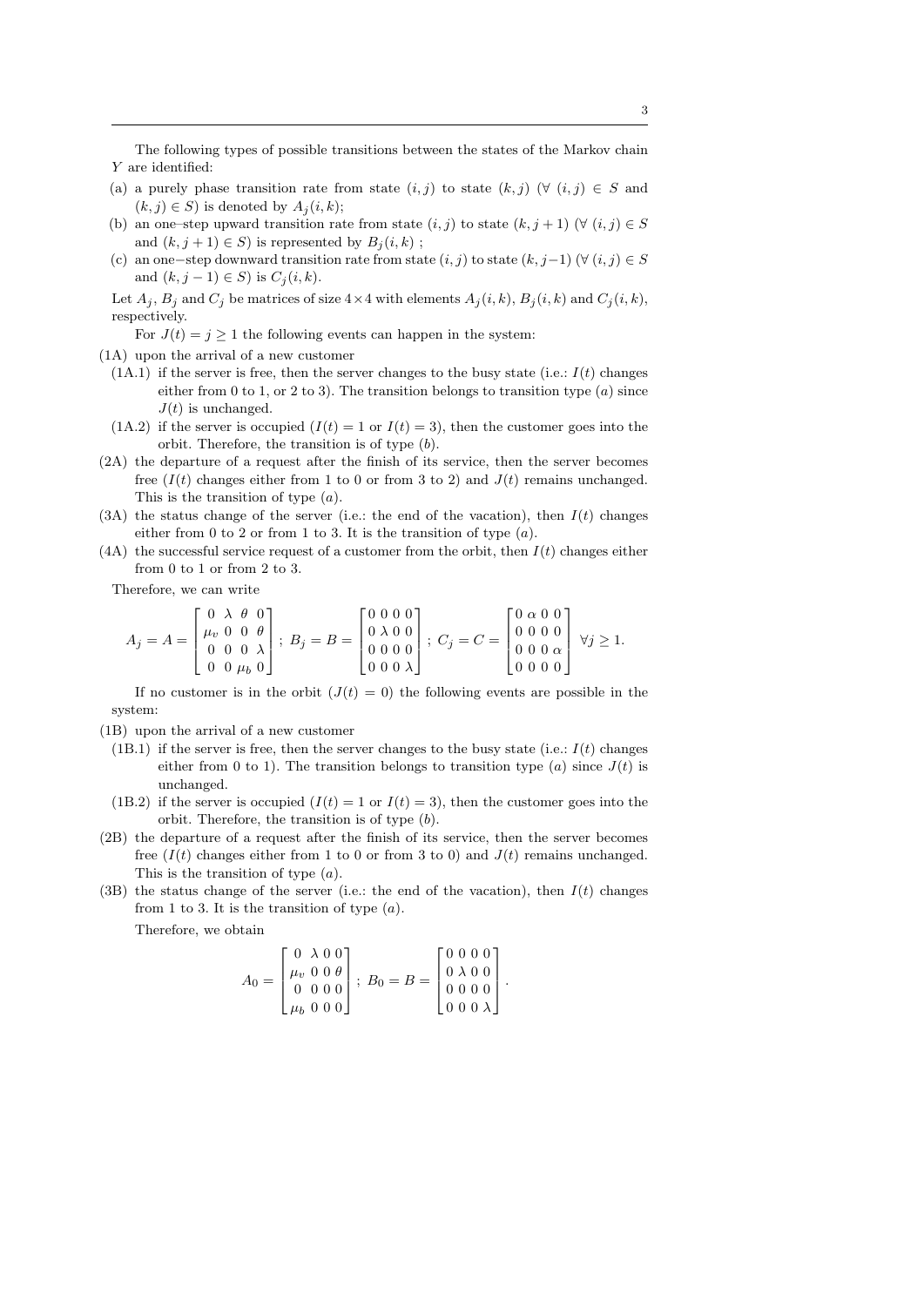The following types of possible transitions between the states of the Markov chain $Y$ are identified:

(a) a purely phase transition rate from state $(i,j)$ to state $(k,j)$ ($\forall\ (i,j) \in S$ and $(k,j) \in S$) is denoted by $A_j(i,k)$;

(b) an one–step upward transition rate from state $(i,j)$ to state $(k,j+1)$ ($\forall\ (i,j) \in S$ and $(k,j+1) \in S$) is represented by $B_j(i,k)$ ;

(c) an one−step downward transition rate from state $(i,j)$ to state $(k,j-1)$ ($\forall\ (i,j) \in S$ and $(k,j-1) \in S$) is $C_j(i,k)$.

Let $A_j$, $B_j$ and $C_j$ be matrices of size $4 \times 4$ with elements $A_j(i,k)$, $B_j(i,k)$ and $C_j(i,k)$, respectively.

For $J(t) = j \geq 1$ the following events can happen in the system:

(1A) upon the arrival of a new customer
- (1A.1) if the server is free, then the server changes to the busy state (i.e.: $I(t)$ changes either from 0 to 1, or 2 to 3). The transition belongs to transition type $(a)$ since $J(t)$ is unchanged.
- (1A.2) if the server is occupied ($I(t) = 1$ or $I(t) = 3$), then the customer goes into the orbit. Therefore, the transition is of type $(b)$.

(2A) the departure of a request after the finish of its service, then the server becomes free ($I(t)$ changes either from 1 to 0 or from 3 to 2) and $J(t)$ remains unchanged. This is the transition of type $(a)$.

(3A) the status change of the server (i.e.: the end of the vacation), then $I(t)$ changes either from 0 to 2 or from 1 to 3. It is the transition of type $(a)$.

(4A) the successful service request of a customer from the orbit, then $I(t)$ changes either from 0 to 1 or from 2 to 3.

Therefore, we can write

$$A_j = A = \begin{bmatrix} 0 & \lambda & \theta & 0 \\ \mu_v & 0 & 0 & \theta \\ 0 & 0 & 0 & \lambda \\ 0 & 0 & \mu_b & 0 \end{bmatrix};\ B_j = B = \begin{bmatrix} 0 & 0 & 0 & 0 \\ 0 & \lambda & 0 & 0 \\ 0 & 0 & 0 & 0 \\ 0 & 0 & 0 & \lambda \end{bmatrix};\ C_j = C = \begin{bmatrix} 0 & \alpha & 0 & 0 \\ 0 & 0 & 0 & 0 \\ 0 & 0 & 0 & \alpha \\ 0 & 0 & 0 & 0 \end{bmatrix}\ \forall j \geq 1.$$

If no customer is in the orbit ($J(t) = 0$) the following events are possible in the system:

(1B) upon the arrival of a new customer
- (1B.1) if the server is free, then the server changes to the busy state (i.e.: $I(t)$ changes either from 0 to 1). The transition belongs to transition type $(a)$ since $J(t)$ is unchanged.
- (1B.2) if the server is occupied ($I(t) = 1$ or $I(t) = 3$), then the customer goes into the orbit. Therefore, the transition is of type $(b)$.

(2B) the departure of a request after the finish of its service, then the server becomes free ($I(t)$ changes either from 1 to 0 or from 3 to 0) and $J(t)$ remains unchanged. This is the transition of type $(a)$.

(3B) the status change of the server (i.e.: the end of the vacation), then $I(t)$ changes from 1 to 3. It is the transition of type $(a)$.

Therefore, we obtain

$$A_0 = \begin{bmatrix} 0 & \lambda & 0 & 0 \\ \mu_v & 0 & 0 & \theta \\ 0 & 0 & 0 & 0 \\ \mu_b & 0 & 0 & 0 \end{bmatrix};\ B_0 = B = \begin{bmatrix} 0 & 0 & 0 & 0 \\ 0 & \lambda & 0 & 0 \\ 0 & 0 & 0 & 0 \\ 0 & 0 & 0 & \lambda \end{bmatrix}.$$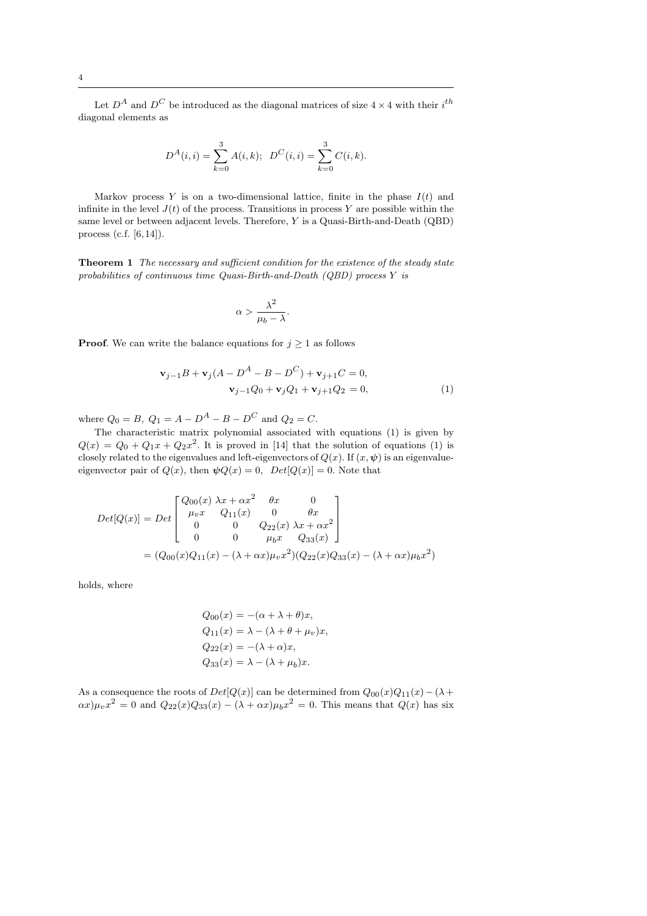Let $D^A$ and $D^C$ be introduced as the diagonal matrices of size $4 \times 4$ with their $i^{th}$ diagonal elements as

$$D^A(i,i) = \sum_{k=0}^{3} A(i,k); \quad D^C(i,i) = \sum_{k=0}^{3} C(i,k).$$

Markov process $Y$ is on a two-dimensional lattice, finite in the phase $I(t)$ and infinite in the level $J(t)$ of the process. Transitions in process $Y$ are possible within the same level or between adjacent levels. Therefore, $Y$ is a Quasi-Birth-and-Death (QBD) process (c.f. [6,14]).

**Theorem 1** *The necessary and sufficient condition for the existence of the steady state probabilities of continuous time Quasi-Birth-and-Death (QBD) process $Y$ is*

$$\alpha > \frac{\lambda^2}{\mu_b - \lambda}.$$

**Proof**. We can write the balance equations for $j \geq 1$ as follows

$$\begin{aligned} \mathbf{v}_{j-1}B + \mathbf{v}_j(A - D^A - B - D^C) + \mathbf{v}_{j+1}C &= 0, \\ \mathbf{v}_{j-1}Q_0 + \mathbf{v}_jQ_1 + \mathbf{v}_{j+1}Q_2 &= 0, \end{aligned} \tag{1}$$

where $Q_0 = B,\ Q_1 = A - D^A - B - D^C$ and $Q_2 = C$.

The characteristic matrix polynomial associated with equations (1) is given by $Q(x) = Q_0 + Q_1x + Q_2x^2$. It is proved in [14] that the solution of equations (1) is closely related to the eigenvalues and left-eigenvectors of $Q(x)$. If $(x, \boldsymbol{\psi})$ is an eigenvalue-eigenvector pair of $Q(x)$, then $\boldsymbol{\psi}Q(x) = 0,\ \ Det[Q(x)] = 0$. Note that

$$\begin{aligned} Det[Q(x)] &= Det \begin{bmatrix} Q_{00}(x) & \lambda x + \alpha x^2 & \theta x & 0 \\ \mu_v x & Q_{11}(x) & 0 & \theta x \\ 0 & 0 & Q_{22}(x) & \lambda x + \alpha x^2 \\ 0 & 0 & \mu_b x & Q_{33}(x) \end{bmatrix} \\ &= (Q_{00}(x)Q_{11}(x) - (\lambda + \alpha x)\mu_v x^2)(Q_{22}(x)Q_{33}(x) - (\lambda + \alpha x)\mu_b x^2) \end{aligned}$$

holds, where

$$\begin{aligned} Q_{00}(x) &= -(\alpha + \lambda + \theta)x, \\ Q_{11}(x) &= \lambda - (\lambda + \theta + \mu_v)x, \\ Q_{22}(x) &= -(\lambda + \alpha)x, \\ Q_{33}(x) &= \lambda - (\lambda + \mu_b)x. \end{aligned}$$

As a consequence the roots of $Det[Q(x)]$ can be determined from $Q_{00}(x)Q_{11}(x) - (\lambda + \alpha x)\mu_v x^2 = 0$ and $Q_{22}(x)Q_{33}(x) - (\lambda + \alpha x)\mu_b x^2 = 0$. This means that $Q(x)$ has six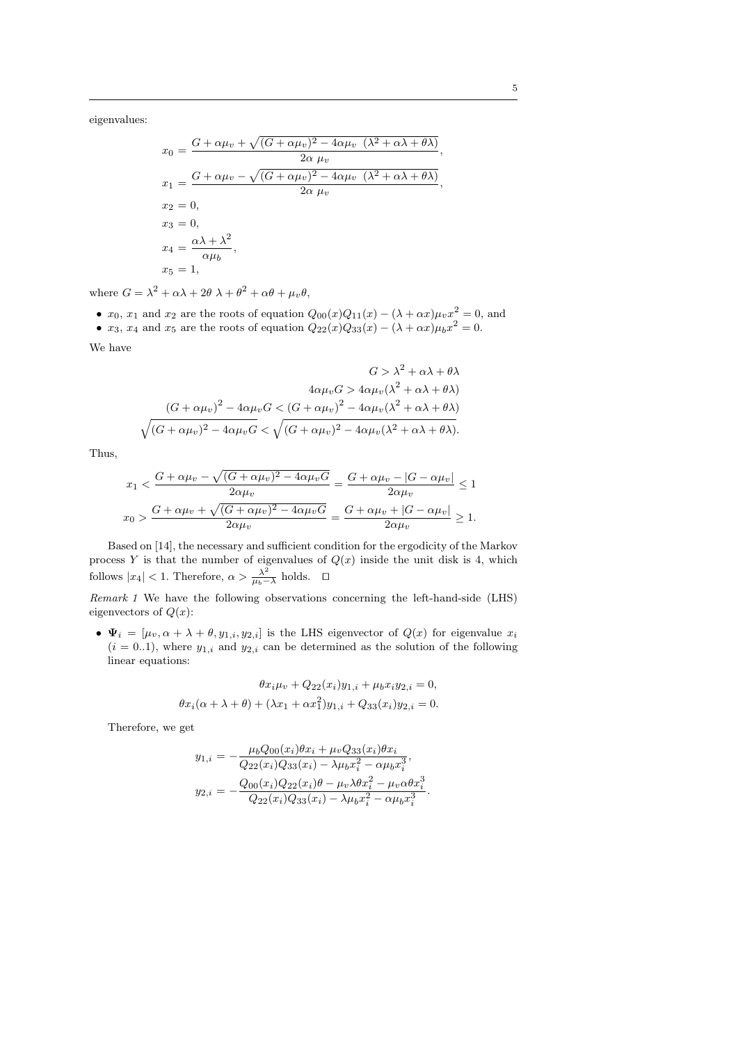eigenvalues:

$$
\begin{aligned}
x_0 &= \frac{G + \alpha\mu_v + \sqrt{(G+\alpha\mu_v)^2 - 4\alpha\mu_v\ (\lambda^2+\alpha\lambda+\theta\lambda)}}{2\alpha\ \mu_v}, \\
x_1 &= \frac{G + \alpha\mu_v - \sqrt{(G+\alpha\mu_v)^2 - 4\alpha\mu_v\ (\lambda^2+\alpha\lambda+\theta\lambda)}}{2\alpha\ \mu_v}, \\
x_2 &= 0, \\
x_3 &= 0, \\
x_4 &= \frac{\alpha\lambda+\lambda^2}{\alpha\mu_b}, \\
x_5 &= 1,
\end{aligned}
$$

where $G = \lambda^2 + \alpha\lambda + 2\theta\ \lambda + \theta^2 + \alpha\theta + \mu_v\theta$,

- $x_0$, $x_1$ and $x_2$ are the roots of equation $Q_{00}(x)Q_{11}(x) - (\lambda+\alpha x)\mu_v x^2 = 0$, and
- $x_3$, $x_4$ and $x_5$ are the roots of equation $Q_{22}(x)Q_{33}(x) - (\lambda+\alpha x)\mu_b x^2 = 0$.

We have

$$
\begin{aligned}
G &> \lambda^2 + \alpha\lambda + \theta\lambda \\
4\alpha\mu_v G &> 4\alpha\mu_v(\lambda^2 + \alpha\lambda + \theta\lambda) \\
(G+\alpha\mu_v)^2 - 4\alpha\mu_v G &< (G+\alpha\mu_v)^2 - 4\alpha\mu_v(\lambda^2+\alpha\lambda+\theta\lambda) \\
\sqrt{(G+\alpha\mu_v)^2 - 4\alpha\mu_v G} &< \sqrt{(G+\alpha\mu_v)^2 - 4\alpha\mu_v(\lambda^2+\alpha\lambda+\theta\lambda)}.
\end{aligned}
$$

Thus,

$$
\begin{aligned}
x_1 &< \frac{G+\alpha\mu_v - \sqrt{(G+\alpha\mu_v)^2 - 4\alpha\mu_v G}}{2\alpha\mu_v} = \frac{G+\alpha\mu_v - |G-\alpha\mu_v|}{2\alpha\mu_v} \leq 1 \\
x_0 &> \frac{G+\alpha\mu_v + \sqrt{(G+\alpha\mu_v)^2 - 4\alpha\mu_v G}}{2\alpha\mu_v} = \frac{G+\alpha\mu_v + |G-\alpha\mu_v|}{2\alpha\mu_v} \geq 1.
\end{aligned}
$$

Based on [14], the necessary and sufficient condition for the ergodicity of the Markov process $Y$ is that the number of eigenvalues of $Q(x)$ inside the unit disk is 4, which follows $|x_4| < 1$. Therefore, $\alpha > \frac{\lambda^2}{\mu_b - \lambda}$ holds. □

*Remark 1* We have the following observations concerning the left-hand-side (LHS) eigenvectors of $Q(x)$:

- $\Psi_i = [\mu_v, \alpha+\lambda+\theta, y_{1,i}, y_{2,i}]$ is the LHS eigenvector of $Q(x)$ for eigenvalue $x_i$ $(i = 0..1)$, where $y_{1,i}$ and $y_{2,i}$ can be determined as the solution of the following linear equations:

$$
\begin{aligned}
\theta x_i \mu_v + Q_{22}(x_i)y_{1,i} + \mu_b x_i y_{2,i} &= 0, \\
\theta x_i(\alpha+\lambda+\theta) + (\lambda x_1 + \alpha x_1^2)y_{1,i} + Q_{33}(x_i)y_{2,i} &= 0.
\end{aligned}
$$

Therefore, we get

$$
\begin{aligned}
y_{1,i} &= -\frac{\mu_b Q_{00}(x_i)\theta x_i + \mu_v Q_{33}(x_i)\theta x_i}{Q_{22}(x_i)Q_{33}(x_i) - \lambda\mu_b x_i^2 - \alpha\mu_b x_i^3}, \\
y_{2,i} &= -\frac{Q_{00}(x_i)Q_{22}(x_i)\theta - \mu_v\lambda\theta x_i^2 - \mu_v\alpha\theta x_i^3}{Q_{22}(x_i)Q_{33}(x_i) - \lambda\mu_b x_i^2 - \alpha\mu_b x_i^3}.
\end{aligned}
$$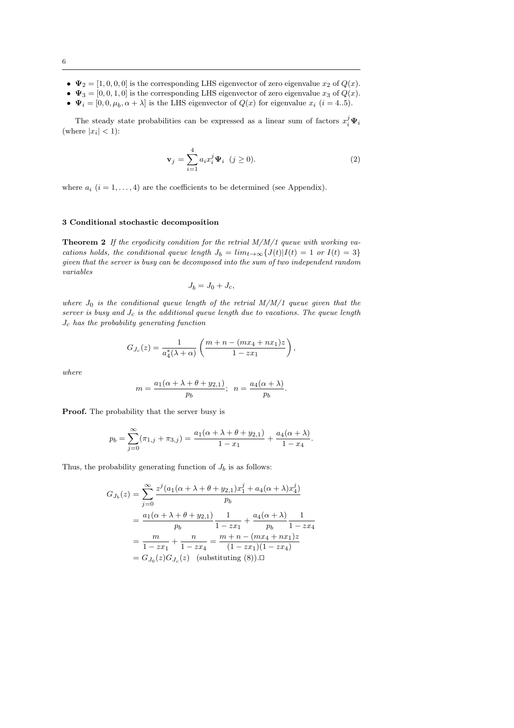- $\mathbf{\Psi}_2 = [1, 0, 0, 0]$ is the corresponding LHS eigenvector of zero eigenvalue $x_2$ of $Q(x)$.
- $\mathbf{\Psi}_3 = [0, 0, 1, 0]$ is the corresponding LHS eigenvector of zero eigenvalue $x_3$ of $Q(x)$.
- $\mathbf{\Psi}_i = [0, 0, \mu_b, \alpha + \lambda]$ is the LHS eigenvector of $Q(x)$ for eigenvalue $x_i$ $(i = 4..5)$.

The steady state probabilities can be expressed as a linear sum of factors $x_i^j \mathbf{\Psi}_i$ (where $|x_i| < 1$):

$$\mathbf{v}_j = \sum_{i=1}^{4} a_i x_i^j \mathbf{\Psi}_i \ \ (j \geq 0). \tag{2}$$

where $a_i$ $(i = 1, \ldots, 4)$ are the coefficients to be determined (see Appendix).

## 3 Conditional stochastic decomposition

**Theorem 2** *If the ergodicity condition for the retrial M/M/1 queue with working vacations holds, the conditional queue length $J_b = lim_{t\to\infty}\{J(t)|I(t) = 1 \text{ or } I(t) = 3\}$ given that the server is busy can be decomposed into the sum of two independent random variables*

$$J_b = J_0 + J_c,$$

*where $J_0$ is the conditional queue length of the retrial M/M/1 queue given that the server is busy and $J_c$ is the additional queue length due to vacations. The queue length $J_c$ has the probability generating function*

$$G_{J_c}(z) = \frac{1}{a_4^*(\lambda+\alpha)}\left(\frac{m+n-(mx_4+nx_1)z}{1-zx_1}\right),$$

*where*

$$m = \frac{a_1(\alpha+\lambda+\theta+y_{2,1})}{p_b}; \ \ n = \frac{a_4(\alpha+\lambda)}{p_b}.$$

**Proof.** The probability that the server busy is

$$p_b = \sum_{j=0}^{\infty}(\pi_{1,j} + \pi_{3,j}) = \frac{a_1(\alpha+\lambda+\theta+y_{2,1})}{1-x_1} + \frac{a_4(\alpha+\lambda)}{1-x_4}.$$

Thus, the probability generating function of $J_b$ is as follows:

$$\begin{aligned}
G_{J_b}(z) &= \sum_{j=0}^{\infty} \frac{z^j(a_1(\alpha+\lambda+\theta+y_{2,1})x_1^j + a_4(\alpha+\lambda)x_4^j)}{p_b} \\
&= \frac{a_1(\alpha+\lambda+\theta+y_{2,1})}{p_b}\frac{1}{1-zx_1} + \frac{a_4(\alpha+\lambda)}{p_b}\frac{1}{1-zx_4} \\
&= \frac{m}{1-zx_1} + \frac{n}{1-zx_4} = \frac{m+n-(mx_4+nx_1)z}{(1-zx_1)(1-zx_4)} \\
&= G_{J_0}(z)G_{J_c}(z) \quad \text{(substituting (8))}. \square
\end{aligned}$$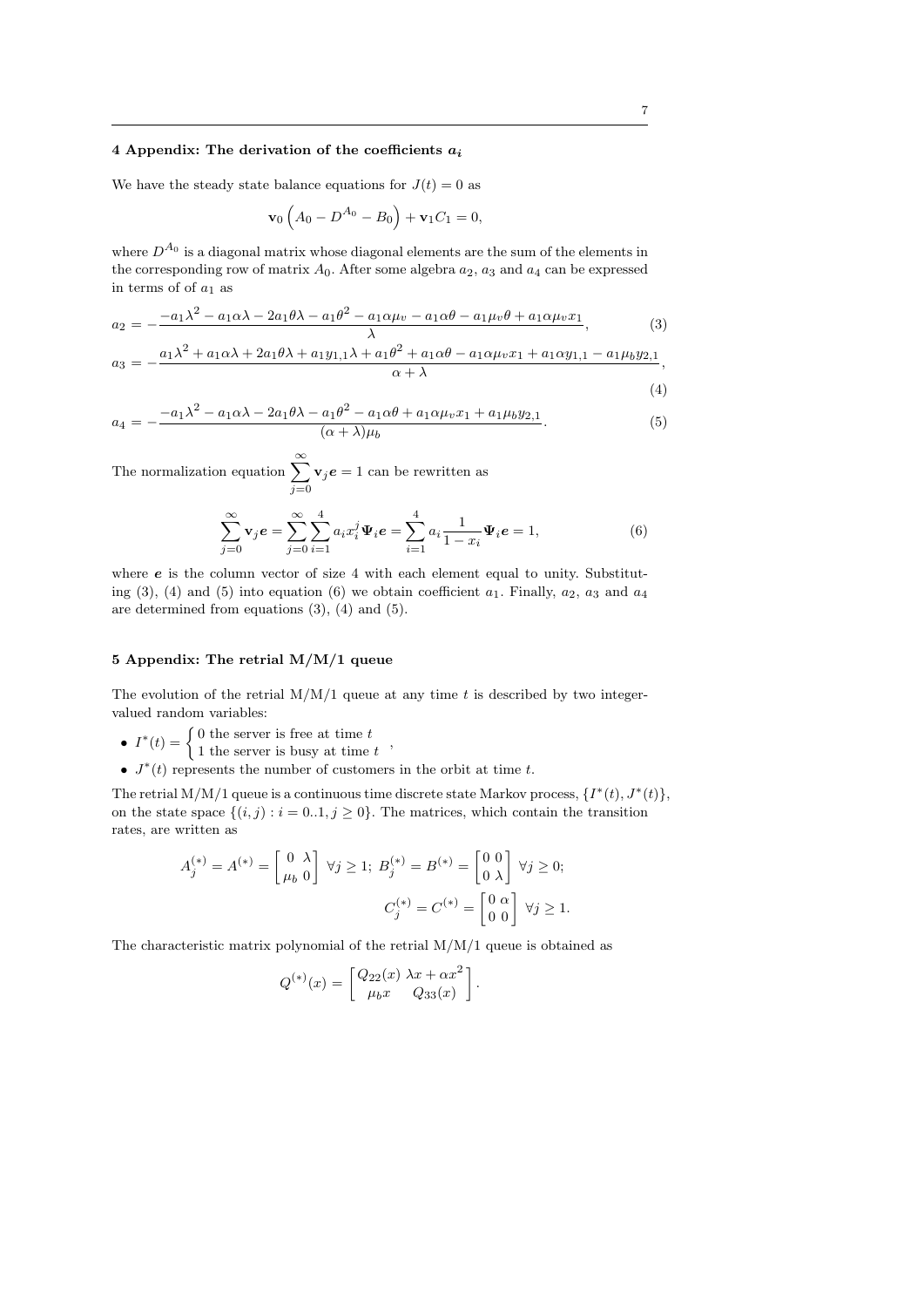## 4 Appendix: The derivation of the coefficients $a_i$

We have the steady state balance equations for $J(t) = 0$ as

$$\mathbf{v}_0 \left( A_0 - D^{A_0} - B_0 \right) + \mathbf{v}_1 C_1 = 0,$$

where $D^{A_0}$ is a diagonal matrix whose diagonal elements are the sum of the elements in the corresponding row of matrix $A_0$. After some algebra $a_2$, $a_3$ and $a_4$ can be expressed in terms of of $a_1$ as

$$a_2 = -\frac{-a_1\lambda^2 - a_1\alpha\lambda - 2a_1\theta\lambda - a_1\theta^2 - a_1\alpha\mu_v - a_1\alpha\theta - a_1\mu_v\theta + a_1\alpha\mu_v x_1}{\lambda}, \tag{3}$$

$$a_3 = -\frac{a_1\lambda^2 + a_1\alpha\lambda + 2a_1\theta\lambda + a_1 y_{1,1}\lambda + a_1\theta^2 + a_1\alpha\theta - a_1\alpha\mu_v x_1 + a_1\alpha y_{1,1} - a_1\mu_b y_{2,1}}{\alpha + \lambda}, \tag{4}$$

$$a_4 = -\frac{-a_1\lambda^2 - a_1\alpha\lambda - 2a_1\theta\lambda - a_1\theta^2 - a_1\alpha\theta + a_1\alpha\mu_v x_1 + a_1\mu_b y_{2,1}}{(\alpha + \lambda)\mu_b}. \tag{5}$$

The normalization equation $\sum_{j=0}^{\infty} \mathbf{v}_j \boldsymbol{e} = 1$ can be rewritten as

$$\sum_{j=0}^{\infty} \mathbf{v}_j \boldsymbol{e} = \sum_{j=0}^{\infty} \sum_{i=1}^{4} a_i x_i^j \boldsymbol{\Psi}_i \boldsymbol{e} = \sum_{i=1}^{4} a_i \frac{1}{1 - x_i} \boldsymbol{\Psi}_i \boldsymbol{e} = 1, \tag{6}$$

where $\boldsymbol{e}$ is the column vector of size 4 with each element equal to unity. Substituting (3), (4) and (5) into equation (6) we obtain coefficient $a_1$. Finally, $a_2$, $a_3$ and $a_4$ are determined from equations (3), (4) and (5).

## 5 Appendix: The retrial M/M/1 queue

The evolution of the retrial M/M/1 queue at any time $t$ is described by two integer-valued random variables:

- $I^*(t) = \begin{cases} 0 & \text{the server is free at time } t \\ 1 & \text{the server is busy at time } t \end{cases}$,
- $J^*(t)$ represents the number of customers in the orbit at time $t$.

The retrial M/M/1 queue is a continuous time discrete state Markov process, $\{I^*(t), J^*(t)\}$, on the state space $\{(i, j) : i = 0..1, j \geq 0\}$. The matrices, which contain the transition rates, are written as

$$A_j^{(*)} = A^{(*)} = \begin{bmatrix} 0 & \lambda \\ \mu_b & 0 \end{bmatrix} \; \forall j \geq 1; \; B_j^{(*)} = B^{(*)} = \begin{bmatrix} 0 & 0 \\ 0 & \lambda \end{bmatrix} \; \forall j \geq 0;$$

$$C_j^{(*)} = C^{(*)} = \begin{bmatrix} 0 & \alpha \\ 0 & 0 \end{bmatrix} \; \forall j \geq 1.$$

The characteristic matrix polynomial of the retrial M/M/1 queue is obtained as

$$Q^{(*)}(x) = \begin{bmatrix} Q_{22}(x) & \lambda x + \alpha x^2 \\ \mu_b x & Q_{33}(x) \end{bmatrix}.$$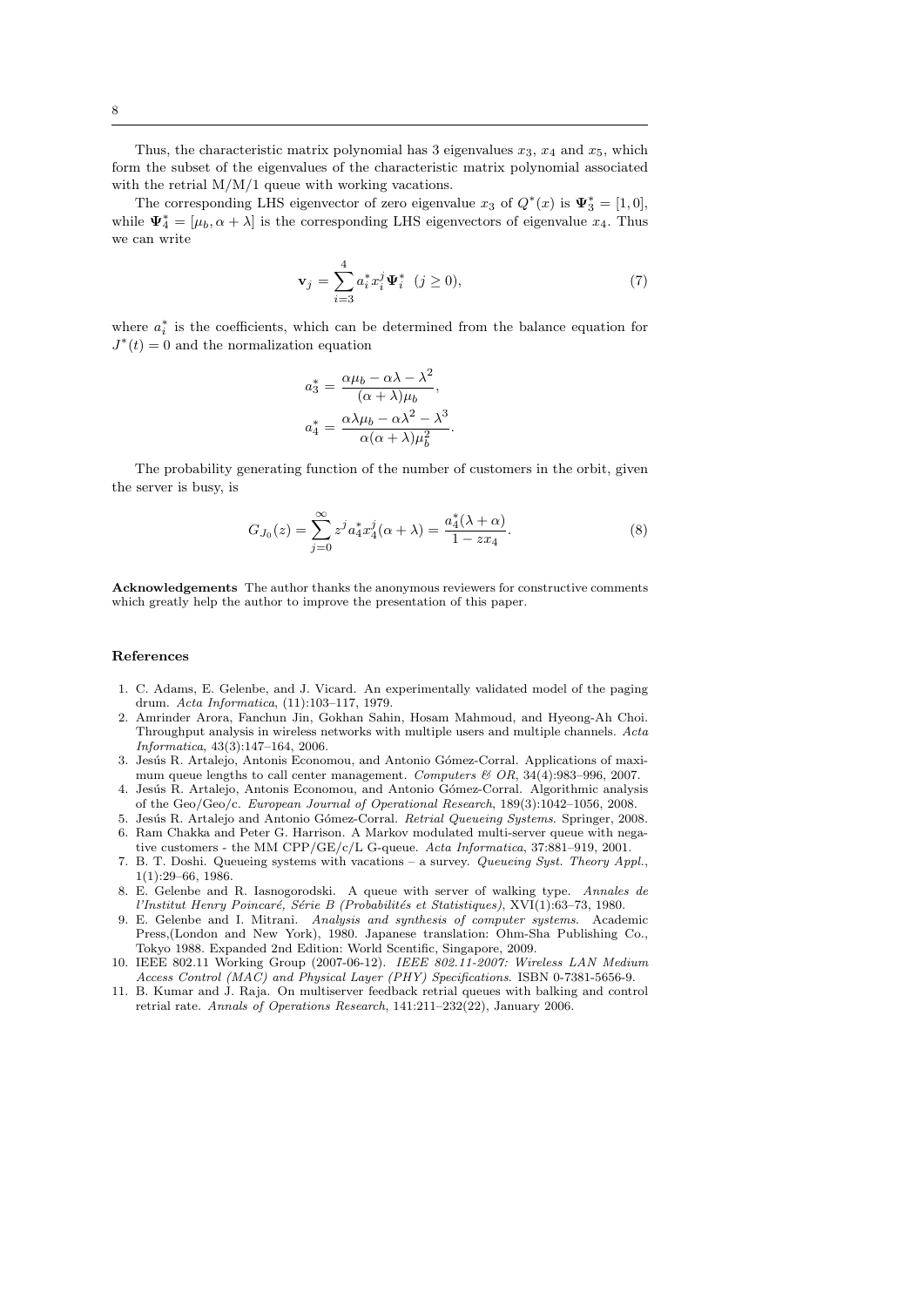Thus, the characteristic matrix polynomial has 3 eigenvalues $x_3$, $x_4$ and $x_5$, which form the subset of the eigenvalues of the characteristic matrix polynomial associated with the retrial M/M/1 queue with working vacations.

The corresponding LHS eigenvector of zero eigenvalue $x_3$ of $Q^*(x)$ is $\mathbf{\Psi}_3^* = [1, 0]$, while $\mathbf{\Psi}_4^* = [\mu_b, \alpha + \lambda]$ is the corresponding LHS eigenvectors of eigenvalue $x_4$. Thus we can write

$$\mathbf{v}_j = \sum_{i=3}^{4} a_i^* x_i^j \mathbf{\Psi}_i^* \quad (j \geq 0), \tag{7}$$

where $a_i^*$ is the coefficients, which can be determined from the balance equation for $J^*(t) = 0$ and the normalization equation

$$a_3^* = \frac{\alpha\mu_b - \alpha\lambda - \lambda^2}{(\alpha + \lambda)\mu_b},$$

$$a_4^* = \frac{\alpha\lambda\mu_b - \alpha\lambda^2 - \lambda^3}{\alpha(\alpha + \lambda)\mu_b^2}.$$

The probability generating function of the number of customers in the orbit, given the server is busy, is

$$G_{J_0}(z) = \sum_{j=0}^{\infty} z^j a_4^* x_4^j (\alpha + \lambda) = \frac{a_4^*(\lambda + \alpha)}{1 - zx_4}. \tag{8}$$

**Acknowledgements** The author thanks the anonymous reviewers for constructive comments which greatly help the author to improve the presentation of this paper.

## References

1. C. Adams, E. Gelenbe, and J. Vicard. An experimentally validated model of the paging drum. *Acta Informatica*, (11):103–117, 1979.
2. Amrinder Arora, Fanchun Jin, Gokhan Sahin, Hosam Mahmoud, and Hyeong-Ah Choi. Throughput analysis in wireless networks with multiple users and multiple channels. *Acta Informatica*, 43(3):147–164, 2006.
3. Jesús R. Artalejo, Antonis Economou, and Antonio Gómez-Corral. Applications of maximum queue lengths to call center management. *Computers & OR*, 34(4):983–996, 2007.
4. Jesús R. Artalejo, Antonis Economou, and Antonio Gómez-Corral. Algorithmic analysis of the Geo/Geo/c. *European Journal of Operational Research*, 189(3):1042–1056, 2008.
5. Jesús R. Artalejo and Antonio Gómez-Corral. *Retrial Queueing Systems*. Springer, 2008.
6. Ram Chakka and Peter G. Harrison. A Markov modulated multi-server queue with negative customers - the MM CPP/GE/c/L G-queue. *Acta Informatica*, 37:881–919, 2001.
7. B. T. Doshi. Queueing systems with vacations – a survey. *Queueing Syst. Theory Appl.*, 1(1):29–66, 1986.
8. E. Gelenbe and R. Iasnogorodski. A queue with server of walking type. *Annales de l'Institut Henry Poincaré, Série B (Probabilités et Statistiques)*, XVI(1):63–73, 1980.
9. E. Gelenbe and I. Mitrani. *Analysis and synthesis of computer systems*. Academic Press,(London and New York), 1980. Japanese translation: Ohm-Sha Publishing Co., Tokyo 1988. Expanded 2nd Edition: World Scentific, Singapore, 2009.
10. IEEE 802.11 Working Group (2007-06-12). *IEEE 802.11-2007: Wireless LAN Medium Access Control (MAC) and Physical Layer (PHY) Specifications*. ISBN 0-7381-5656-9.
11. B. Kumar and J. Raja. On multiserver feedback retrial queues with balking and control retrial rate. *Annals of Operations Research*, 141:211–232(22), January 2006.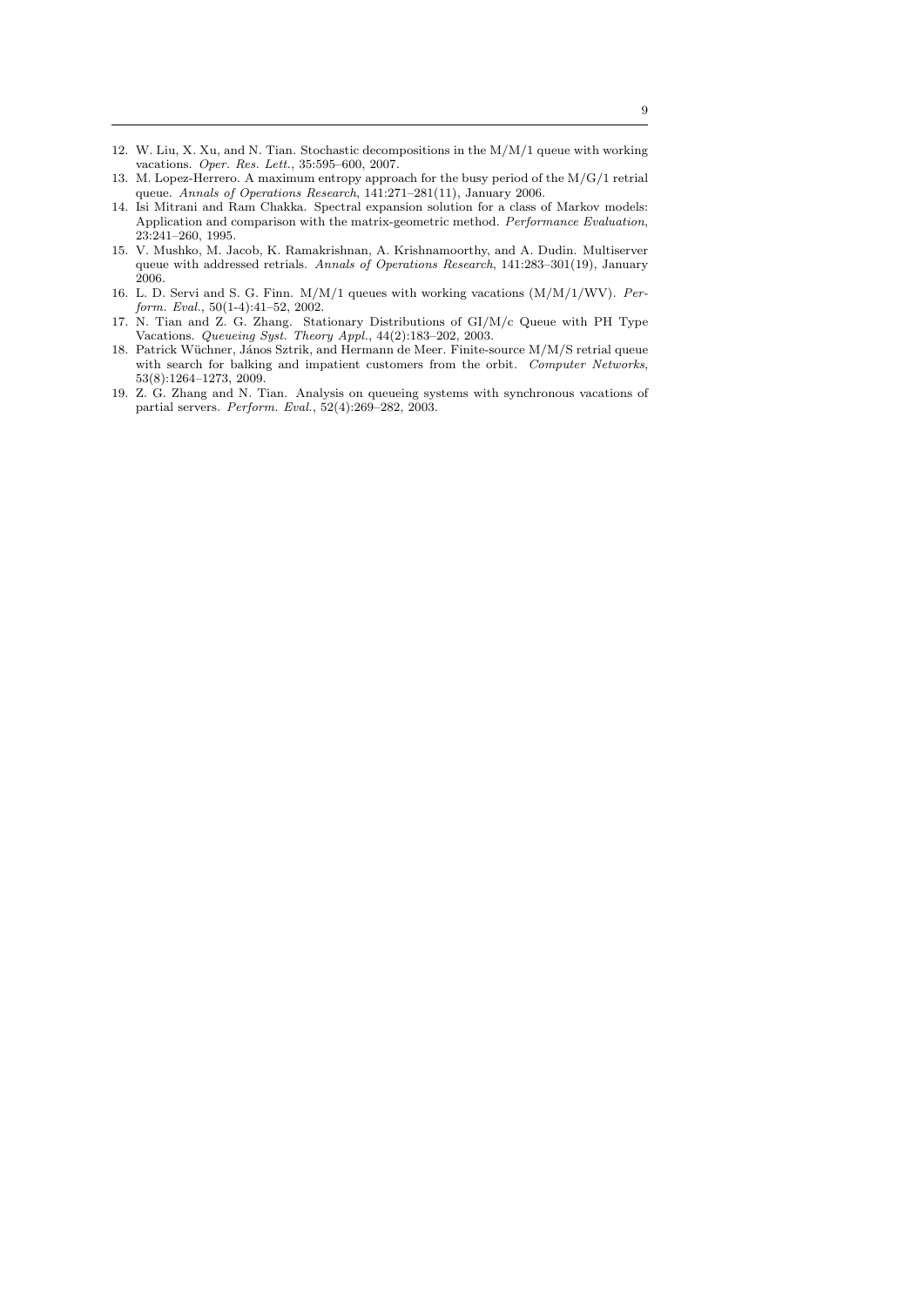12. W. Liu, X. Xu, and N. Tian. Stochastic decompositions in the M/M/1 queue with working vacations. *Oper. Res. Lett.*, 35:595–600, 2007.
13. M. Lopez-Herrero. A maximum entropy approach for the busy period of the M/G/1 retrial queue. *Annals of Operations Research*, 141:271–281(11), January 2006.
14. Isi Mitrani and Ram Chakka. Spectral expansion solution for a class of Markov models: Application and comparison with the matrix-geometric method. *Performance Evaluation*, 23:241–260, 1995.
15. V. Mushko, M. Jacob, K. Ramakrishnan, A. Krishnamoorthy, and A. Dudin. Multiserver queue with addressed retrials. *Annals of Operations Research*, 141:283–301(19), January 2006.
16. L. D. Servi and S. G. Finn. M/M/1 queues with working vacations (M/M/1/WV). *Perform. Eval.*, 50(1-4):41–52, 2002.
17. N. Tian and Z. G. Zhang. Stationary Distributions of GI/M/c Queue with PH Type Vacations. *Queueing Syst. Theory Appl.*, 44(2):183–202, 2003.
18. Patrick Wüchner, János Sztrik, and Hermann de Meer. Finite-source M/M/S retrial queue with search for balking and impatient customers from the orbit. *Computer Networks*, 53(8):1264–1273, 2009.
19. Z. G. Zhang and N. Tian. Analysis on queueing systems with synchronous vacations of partial servers. *Perform. Eval.*, 52(4):269–282, 2003.